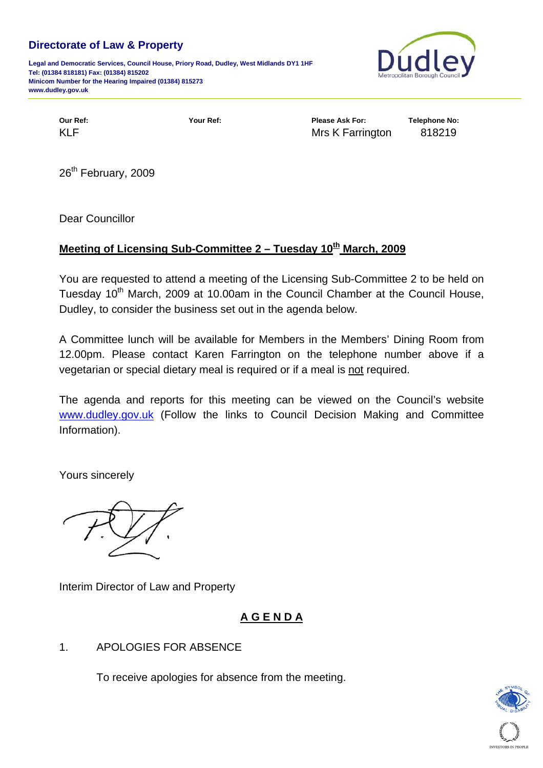**Directorate of Law & Property**

**Legal and Democratic Services, Council House, Priory Road, Dudley, West Midlands DY1 1HF**
**Tel: (01384 818181) Fax: (01384) 815202**
**Minicom Number for the Hearing Impaired (01384) 815273**
**www.dudley.gov.uk**

Dudley Metropolitan Borough Council

| **Our Ref:** | **Your Ref:** | **Please Ask For:** | **Telephone No:** |
|---|---|---|---|
| KLF | | Mrs K Farrington | 818219 |

26th February, 2009

Dear Councillor

**Meeting of Licensing Sub-Committee 2 – Tuesday 10th March, 2009**

You are requested to attend a meeting of the Licensing Sub-Committee 2 to be held on Tuesday 10th March, 2009 at 10.00am in the Council Chamber at the Council House, Dudley, to consider the business set out in the agenda below.

A Committee lunch will be available for Members in the Members' Dining Room from 12.00pm. Please contact Karen Farrington on the telephone number above if a vegetarian or special dietary meal is required or if a meal is not required.

The agenda and reports for this meeting can be viewed on the Council's website www.dudley.gov.uk (Follow the links to Council Decision Making and Committee Information).

Yours sincerely

Interim Director of Law and Property

## AGENDA

1. APOLOGIES FOR ABSENCE

   To receive apologies for absence from the meeting.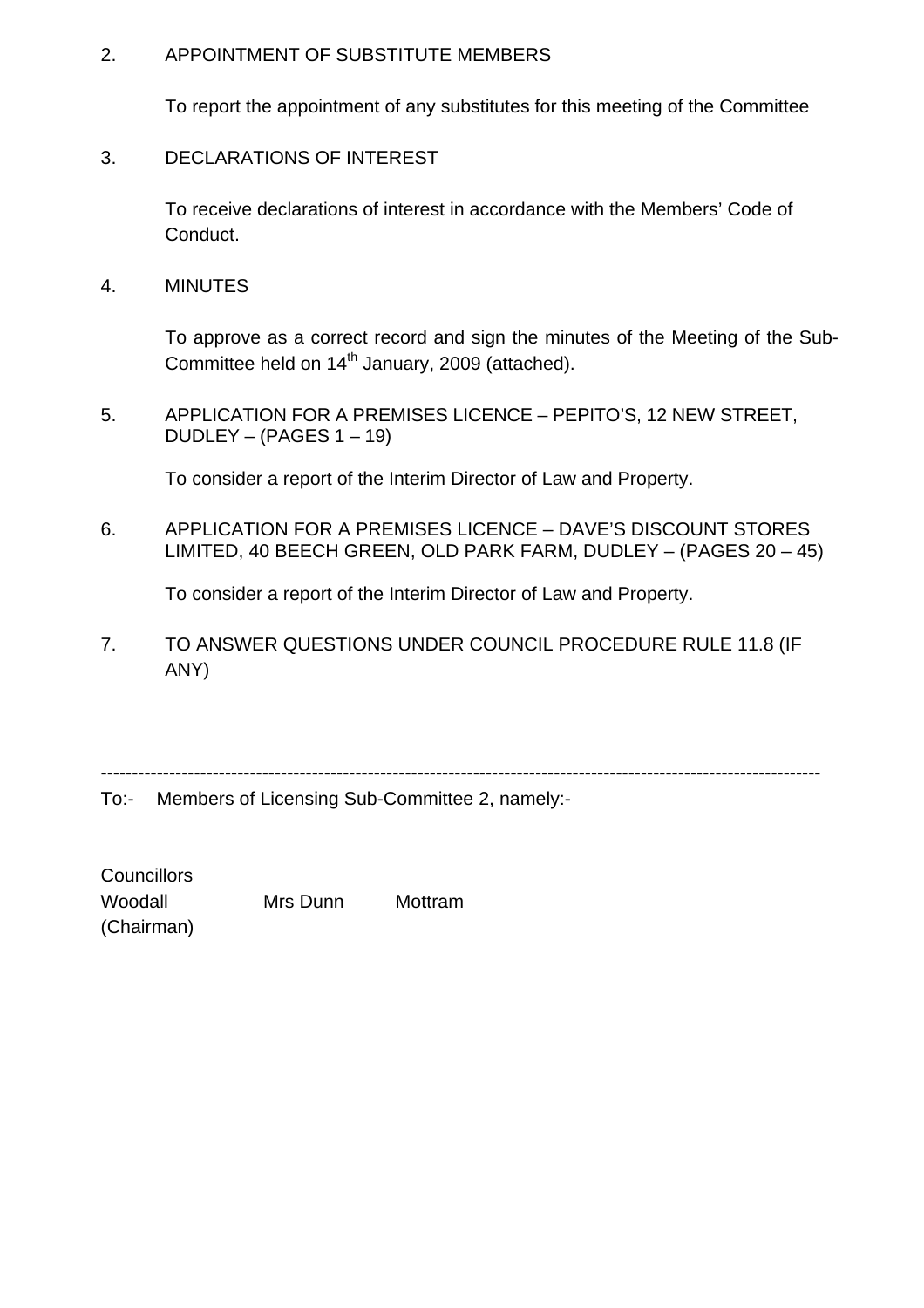2. APPOINTMENT OF SUBSTITUTE MEMBERS

   To report the appointment of any substitutes for this meeting of the Committee

3. DECLARATIONS OF INTEREST

   To receive declarations of interest in accordance with the Members' Code of Conduct.

4. MINUTES

   To approve as a correct record and sign the minutes of the Meeting of the Sub-Committee held on 14th January, 2009 (attached).

5. APPLICATION FOR A PREMISES LICENCE – PEPITO'S, 12 NEW STREET, DUDLEY – (PAGES 1 – 19)

   To consider a report of the Interim Director of Law and Property.

6. APPLICATION FOR A PREMISES LICENCE – DAVE'S DISCOUNT STORES LIMITED, 40 BEECH GREEN, OLD PARK FARM, DUDLEY – (PAGES 20 – 45)

   To consider a report of the Interim Director of Law and Property.

7. TO ANSWER QUESTIONS UNDER COUNCIL PROCEDURE RULE 11.8 (IF ANY)

---

To:- Members of Licensing Sub-Committee 2, namely:-

Councillors

| | | |
|---|---|---|
| Woodall (Chairman) | Mrs Dunn | Mottram |